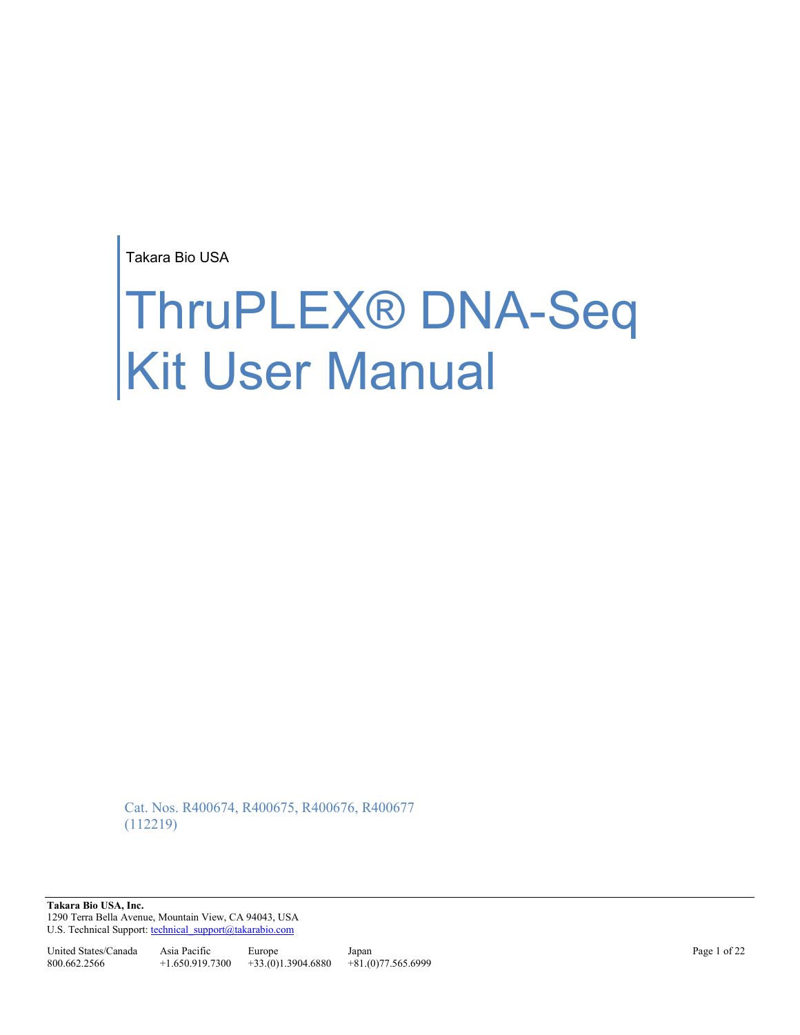Takara Bio USA

# ThruPLEX® DNA-Seq Kit User Manual

Cat. Nos. R400674, R400675, R400676, R400677
(112219)

**Takara Bio USA, Inc.**
1290 Terra Bella Avenue, Mountain View, CA 94043, USA
U.S. Technical Support: technical_support@takarabio.com

| United States/Canada | Asia Pacific | Europe | Japan |
|---|---|---|---|
| 800.662.2566 | +1.650.919.7300 | +33.(0)1.3904.6880 | +81.(0)77.565.6999 |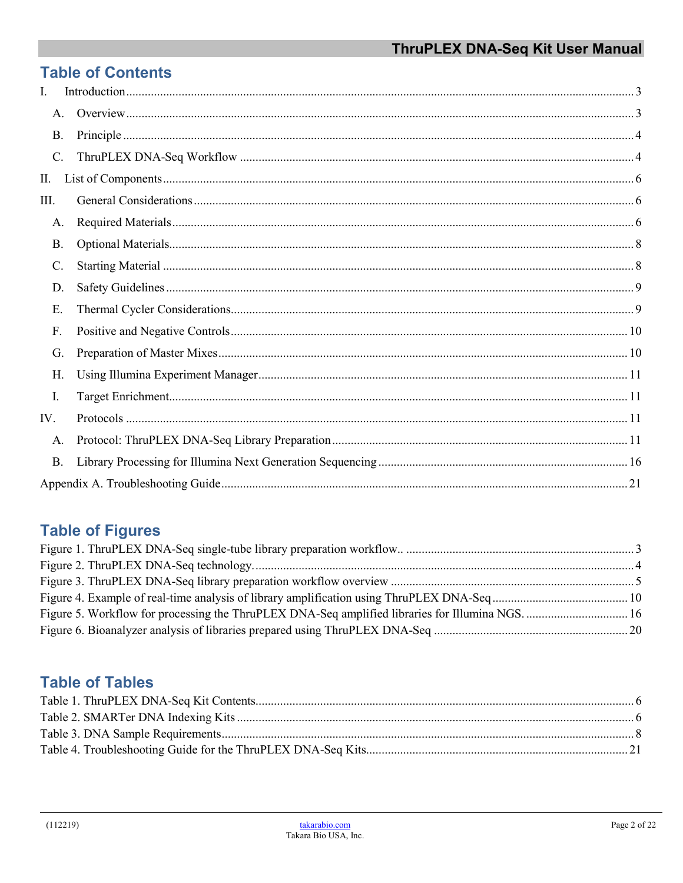## Table of Contents

I. Introduction ... 3

- A. Overview ... 3
- B. Principle ... 4
- C. ThruPLEX DNA-Seq Workflow ... 4

II. List of Components ... 6

III. General Considerations ... 6

- A. Required Materials ... 6
- B. Optional Materials ... 8
- C. Starting Material ... 8
- D. Safety Guidelines ... 9
- E. Thermal Cycler Considerations ... 9
- F. Positive and Negative Controls ... 10
- G. Preparation of Master Mixes ... 10
- H. Using Illumina Experiment Manager ... 11
- I. Target Enrichment ... 11

IV. Protocols ... 11

- A. Protocol: ThruPLEX DNA-Seq Library Preparation ... 11
- B. Library Processing for Illumina Next Generation Sequencing ... 16

Appendix A. Troubleshooting Guide ... 21

## Table of Figures

Figure 1. ThruPLEX DNA-Seq single-tube library preparation workflow.. ... 3
Figure 2. ThruPLEX DNA-Seq technology. ... 4
Figure 3. ThruPLEX DNA-Seq library preparation workflow overview ... 5
Figure 4. Example of real-time analysis of library amplification using ThruPLEX DNA-Seq ... 10
Figure 5. Workflow for processing the ThruPLEX DNA-Seq amplified libraries for Illumina NGS. ... 16
Figure 6. Bioanalyzer analysis of libraries prepared using ThruPLEX DNA-Seq ... 20

## Table of Tables

Table 1. ThruPLEX DNA-Seq Kit Contents ... 6
Table 2. SMARTer DNA Indexing Kits ... 6
Table 3. DNA Sample Requirements ... 8
Table 4. Troubleshooting Guide for the ThruPLEX DNA-Seq Kits ... 21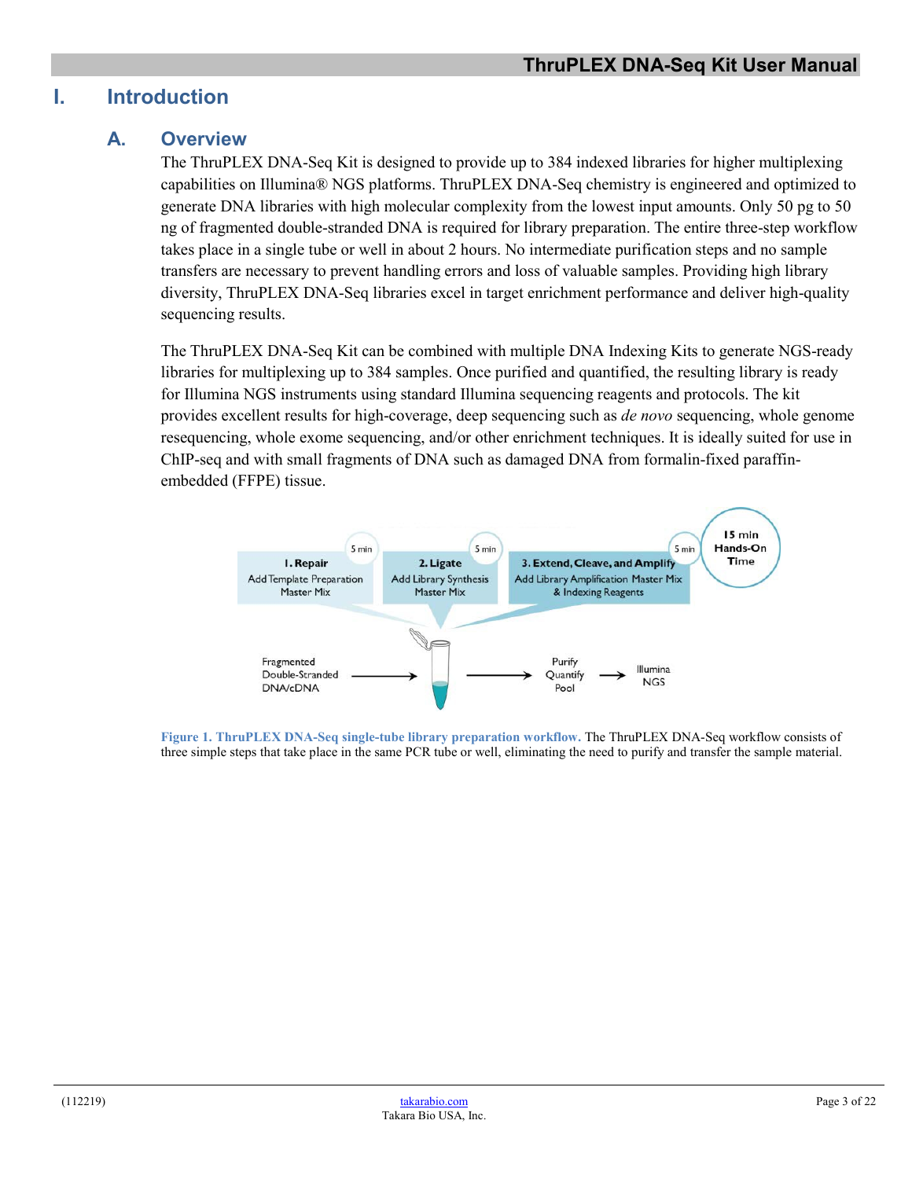# I. Introduction

## A. Overview

The ThruPLEX DNA-Seq Kit is designed to provide up to 384 indexed libraries for higher multiplexing capabilities on Illumina® NGS platforms. ThruPLEX DNA-Seq chemistry is engineered and optimized to generate DNA libraries with high molecular complexity from the lowest input amounts. Only 50 pg to 50 ng of fragmented double-stranded DNA is required for library preparation. The entire three-step workflow takes place in a single tube or well in about 2 hours. No intermediate purification steps and no sample transfers are necessary to prevent handling errors and loss of valuable samples. Providing high library diversity, ThruPLEX DNA-Seq libraries excel in target enrichment performance and deliver high-quality sequencing results.

The ThruPLEX DNA-Seq Kit can be combined with multiple DNA Indexing Kits to generate NGS-ready libraries for multiplexing up to 384 samples. Once purified and quantified, the resulting library is ready for Illumina NGS instruments using standard Illumina sequencing reagents and protocols. The kit provides excellent results for high-coverage, deep sequencing such as *de novo* sequencing, whole genome resequencing, whole exome sequencing, and/or other enrichment techniques. It is ideally suited for use in ChIP-seq and with small fragments of DNA such as damaged DNA from formalin-fixed paraffin-embedded (FFPE) tissue.

**1. Repair** (5 min) — Add Template Preparation Master Mix
**2. Ligate** (5 min) — Add Library Synthesis Master Mix
**3. Extend, Cleave, and Amplify** (5 min) — Add Library Amplification Master Mix & Indexing Reagents

**15 min Hands-On Time**

Fragmented Double-Stranded DNA/cDNA → Purify, Quantify, Pool → Illumina NGS

**Figure 1. ThruPLEX DNA-Seq single-tube library preparation workflow.** The ThruPLEX DNA-Seq workflow consists of three simple steps that take place in the same PCR tube or well, eliminating the need to purify and transfer the sample material.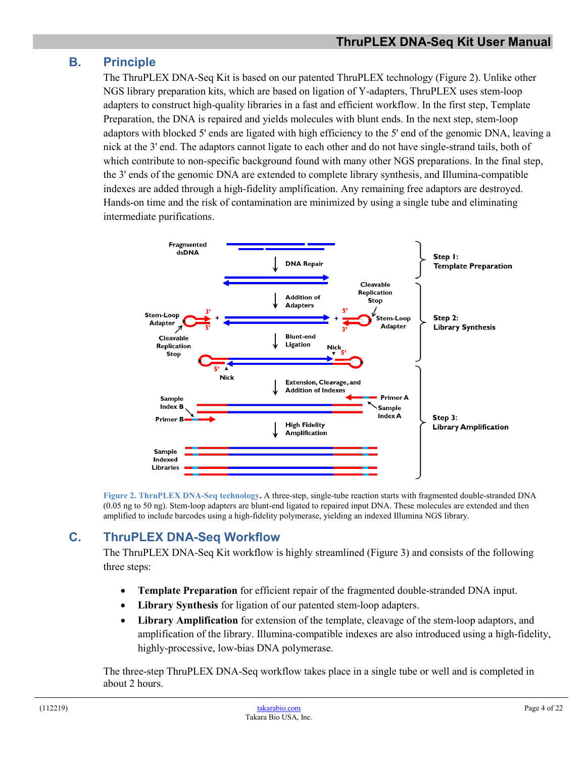## B. Principle

The ThruPLEX DNA-Seq Kit is based on our patented ThruPLEX technology (Figure 2). Unlike other NGS library preparation kits, which are based on ligation of Y-adapters, ThruPLEX uses stem-loop adapters to construct high-quality libraries in a fast and efficient workflow. In the first step, Template Preparation, the DNA is repaired and yields molecules with blunt ends. In the next step, stem-loop adaptors with blocked 5' ends are ligated with high efficiency to the 5' end of the genomic DNA, leaving a nick at the 3' end. The adaptors cannot ligate to each other and do not have single-strand tails, both of which contribute to non-specific background found with many other NGS preparations. In the final step, the 3' ends of the genomic DNA are extended to complete library synthesis, and Illumina-compatible indexes are added through a high-fidelity amplification. Any remaining free adaptors are destroyed. Hands-on time and the risk of contamination are minimized by using a single tube and eliminating intermediate purifications.

**Figure 2. ThruPLEX DNA-Seq technology.** A three-step, single-tube reaction starts with fragmented double-stranded DNA (0.05 ng to 50 ng). Stem-loop adapters are blunt-end ligated to repaired input DNA. These molecules are extended and then amplified to include barcodes using a high-fidelity polymerase, yielding an indexed Illumina NGS library.

## C. ThruPLEX DNA-Seq Workflow

The ThruPLEX DNA-Seq Kit workflow is highly streamlined (Figure 3) and consists of the following three steps:

- **Template Preparation** for efficient repair of the fragmented double-stranded DNA input.
- **Library Synthesis** for ligation of our patented stem-loop adapters.
- **Library Amplification** for extension of the template, cleavage of the stem-loop adaptors, and amplification of the library. Illumina-compatible indexes are also introduced using a high-fidelity, highly-processive, low-bias DNA polymerase.

The three-step ThruPLEX DNA-Seq workflow takes place in a single tube or well and is completed in about 2 hours.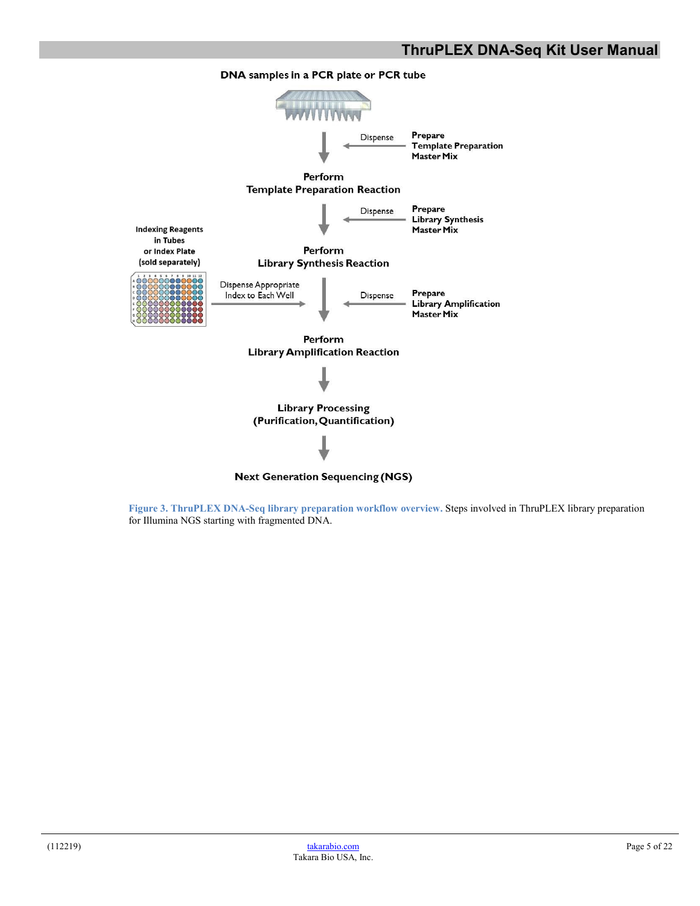DNA samples in a PCR plate or PCR tube

Dispense — Prepare Template Preparation Master Mix

**Perform Template Preparation Reaction**

Dispense — Prepare Library Synthesis Master Mix

Indexing Reagents in Tubes or Index Plate (sold separately)

**Perform Library Synthesis Reaction**

Dispense Appropriate Index to Each Well

Dispense — Prepare Library Amplification Master Mix

**Perform Library Amplification Reaction**

**Library Processing (Purification, Quantification)**

**Next Generation Sequencing (NGS)**

**Figure 3. ThruPLEX DNA-Seq library preparation workflow overview.** Steps involved in ThruPLEX library preparation for Illumina NGS starting with fragmented DNA.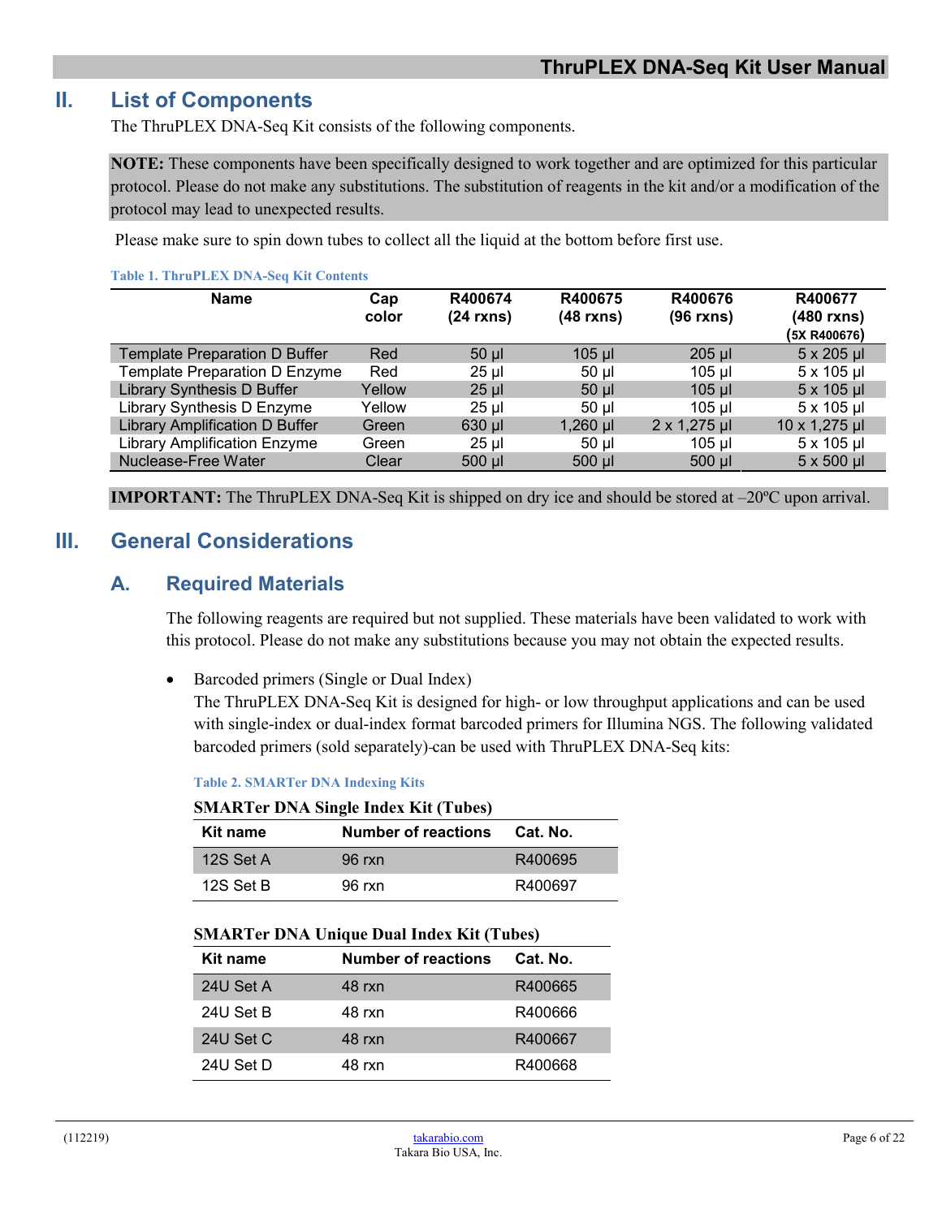## II. List of Components

The ThruPLEX DNA-Seq Kit consists of the following components.

**NOTE:** These components have been specifically designed to work together and are optimized for this particular protocol. Please do not make any substitutions. The substitution of reagents in the kit and/or a modification of the protocol may lead to unexpected results.

Please make sure to spin down tubes to collect all the liquid at the bottom before first use.

**Table 1. ThruPLEX DNA-Seq Kit Contents**

| Name | Cap color | R400674 (24 rxns) | R400675 (48 rxns) | R400676 (96 rxns) | R400677 (480 rxns) (5X R400676) |
|---|---|---|---|---|---|
| Template Preparation D Buffer | Red | 50 µl | 105 µl | 205 µl | 5 x 205 µl |
| Template Preparation D Enzyme | Red | 25 µl | 50 µl | 105 µl | 5 x 105 µl |
| Library Synthesis D Buffer | Yellow | 25 µl | 50 µl | 105 µl | 5 x 105 µl |
| Library Synthesis D Enzyme | Yellow | 25 µl | 50 µl | 105 µl | 5 x 105 µl |
| Library Amplification D Buffer | Green | 630 µl | 1,260 µl | 2 x 1,275 µl | 10 x 1,275 µl |
| Library Amplification Enzyme | Green | 25 µl | 50 µl | 105 µl | 5 x 105 µl |
| Nuclease-Free Water | Clear | 500 µl | 500 µl | 500 µl | 5 x 500 µl |

**IMPORTANT:** The ThruPLEX DNA-Seq Kit is shipped on dry ice and should be stored at –20ºC upon arrival.

## III. General Considerations

### A. Required Materials

The following reagents are required but not supplied. These materials have been validated to work with this protocol. Please do not make any substitutions because you may not obtain the expected results.

- Barcoded primers (Single or Dual Index)
  The ThruPLEX DNA-Seq Kit is designed for high- or low throughput applications and can be used with single-index or dual-index format barcoded primers for Illumina NGS. The following validated barcoded primers (sold separately) can be used with ThruPLEX DNA-Seq kits:

**Table 2. SMARTer DNA Indexing Kits**

**SMARTer DNA Single Index Kit (Tubes)**

| Kit name | Number of reactions | Cat. No. |
|---|---|---|
| 12S Set A | 96 rxn | R400695 |
| 12S Set B | 96 rxn | R400697 |

**SMARTer DNA Unique Dual Index Kit (Tubes)**

| Kit name | Number of reactions | Cat. No. |
|---|---|---|
| 24U Set A | 48 rxn | R400665 |
| 24U Set B | 48 rxn | R400666 |
| 24U Set C | 48 rxn | R400667 |
| 24U Set D | 48 rxn | R400668 |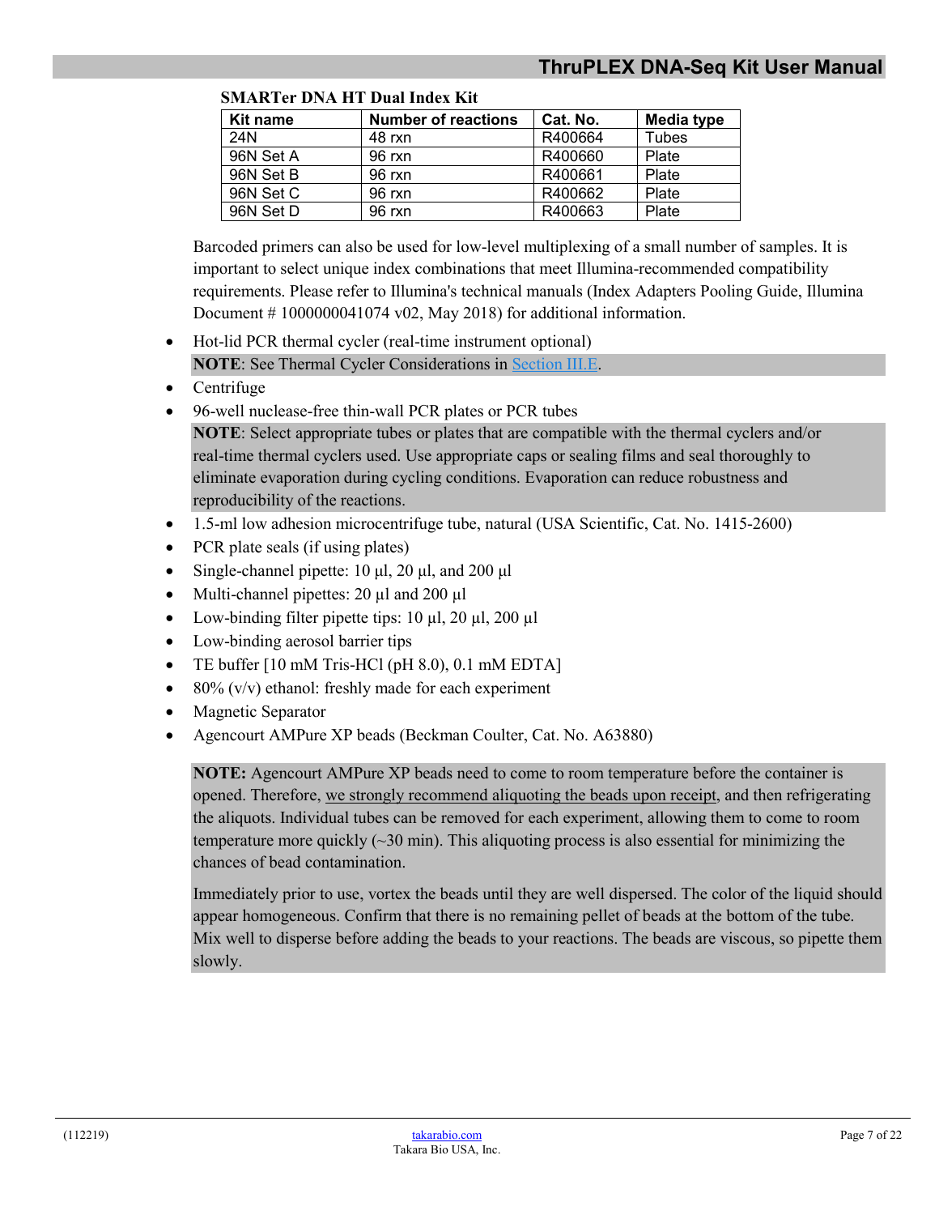**SMARTer DNA HT Dual Index Kit**

| Kit name | Number of reactions | Cat. No. | Media type |
|---|---|---|---|
| 24N | 48 rxn | R400664 | Tubes |
| 96N Set A | 96 rxn | R400660 | Plate |
| 96N Set B | 96 rxn | R400661 | Plate |
| 96N Set C | 96 rxn | R400662 | Plate |
| 96N Set D | 96 rxn | R400663 | Plate |

Barcoded primers can also be used for low-level multiplexing of a small number of samples. It is important to select unique index combinations that meet Illumina-recommended compatibility requirements. Please refer to Illumina's technical manuals (Index Adapters Pooling Guide, Illumina Document # 1000000041074 v02, May 2018) for additional information.

- Hot-lid PCR thermal cycler (real-time instrument optional)

  **NOTE**: See Thermal Cycler Considerations in Section III.E.
- Centrifuge
- 96-well nuclease-free thin-wall PCR plates or PCR tubes

  **NOTE**: Select appropriate tubes or plates that are compatible with the thermal cyclers and/or real-time thermal cyclers used. Use appropriate caps or sealing films and seal thoroughly to eliminate evaporation during cycling conditions. Evaporation can reduce robustness and reproducibility of the reactions.
- 1.5-ml low adhesion microcentrifuge tube, natural (USA Scientific, Cat. No. 1415-2600)
- PCR plate seals (if using plates)
- Single-channel pipette: 10 µl, 20 µl, and 200 µl
- Multi-channel pipettes: 20 µl and 200 µl
- Low-binding filter pipette tips: 10 µl, 20 µl, 200 µl
- Low-binding aerosol barrier tips
- TE buffer [10 mM Tris-HCl (pH 8.0), 0.1 mM EDTA]
- 80% (v/v) ethanol: freshly made for each experiment
- Magnetic Separator
- Agencourt AMPure XP beads (Beckman Coulter, Cat. No. A63880)

  **NOTE:** Agencourt AMPure XP beads need to come to room temperature before the container is opened. Therefore, we strongly recommend aliquoting the beads upon receipt, and then refrigerating the aliquots. Individual tubes can be removed for each experiment, allowing them to come to room temperature more quickly (~30 min). This aliquoting process is also essential for minimizing the chances of bead contamination.

  Immediately prior to use, vortex the beads until they are well dispersed. The color of the liquid should appear homogeneous. Confirm that there is no remaining pellet of beads at the bottom of the tube. Mix well to disperse before adding the beads to your reactions. The beads are viscous, so pipette them slowly.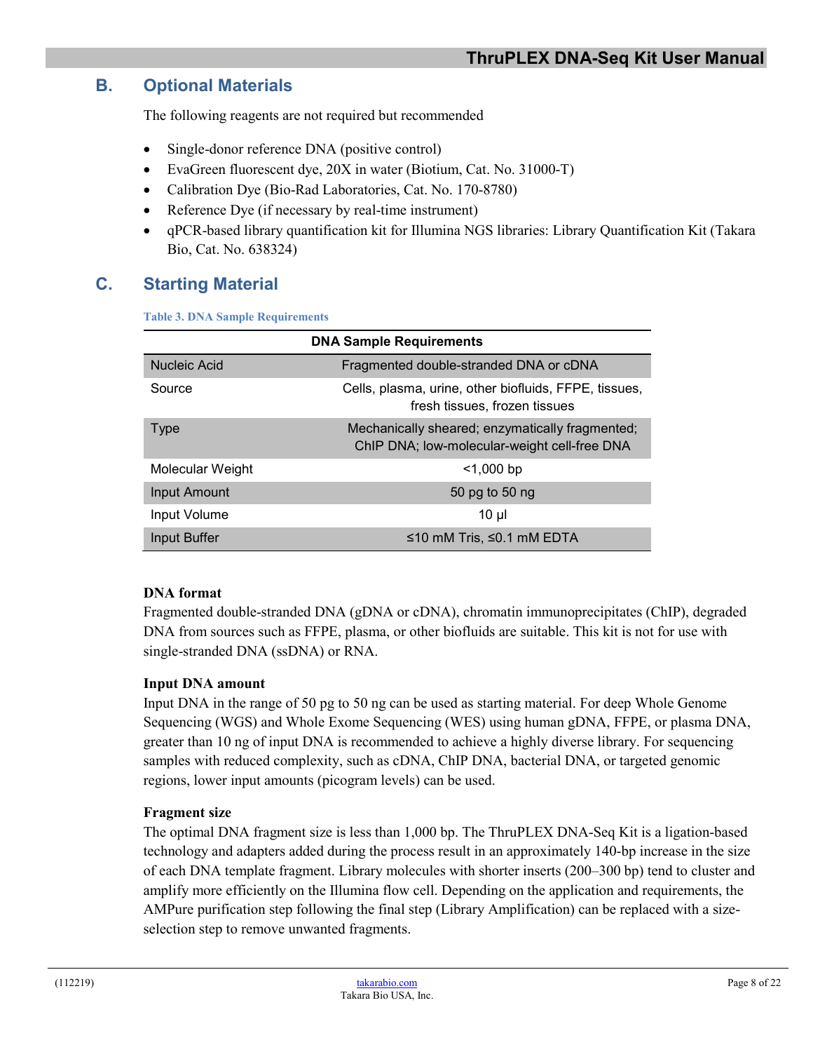## B. Optional Materials

The following reagents are not required but recommended

- Single-donor reference DNA (positive control)
- EvaGreen fluorescent dye, 20X in water (Biotium, Cat. No. 31000-T)
- Calibration Dye (Bio-Rad Laboratories, Cat. No. 170-8780)
- Reference Dye (if necessary by real-time instrument)
- qPCR-based library quantification kit for Illumina NGS libraries: Library Quantification Kit (Takara Bio, Cat. No. 638324)

## C. Starting Material

**Table 3. DNA Sample Requirements**

| DNA Sample Requirements | |
|---|---|
| Nucleic Acid | Fragmented double-stranded DNA or cDNA |
| Source | Cells, plasma, urine, other biofluids, FFPE, tissues, fresh tissues, frozen tissues |
| Type | Mechanically sheared; enzymatically fragmented; ChIP DNA; low-molecular-weight cell-free DNA |
| Molecular Weight | <1,000 bp |
| Input Amount | 50 pg to 50 ng |
| Input Volume | 10 µl |
| Input Buffer | ≤10 mM Tris, ≤0.1 mM EDTA |

**DNA format**

Fragmented double-stranded DNA (gDNA or cDNA), chromatin immunoprecipitates (ChIP), degraded DNA from sources such as FFPE, plasma, or other biofluids are suitable. This kit is not for use with single-stranded DNA (ssDNA) or RNA.

**Input DNA amount**

Input DNA in the range of 50 pg to 50 ng can be used as starting material. For deep Whole Genome Sequencing (WGS) and Whole Exome Sequencing (WES) using human gDNA, FFPE, or plasma DNA, greater than 10 ng of input DNA is recommended to achieve a highly diverse library. For sequencing samples with reduced complexity, such as cDNA, ChIP DNA, bacterial DNA, or targeted genomic regions, lower input amounts (picogram levels) can be used.

**Fragment size**

The optimal DNA fragment size is less than 1,000 bp. The ThruPLEX DNA-Seq Kit is a ligation-based technology and adapters added during the process result in an approximately 140-bp increase in the size of each DNA template fragment. Library molecules with shorter inserts (200–300 bp) tend to cluster and amplify more efficiently on the Illumina flow cell. Depending on the application and requirements, the AMPure purification step following the final step (Library Amplification) can be replaced with a size-selection step to remove unwanted fragments.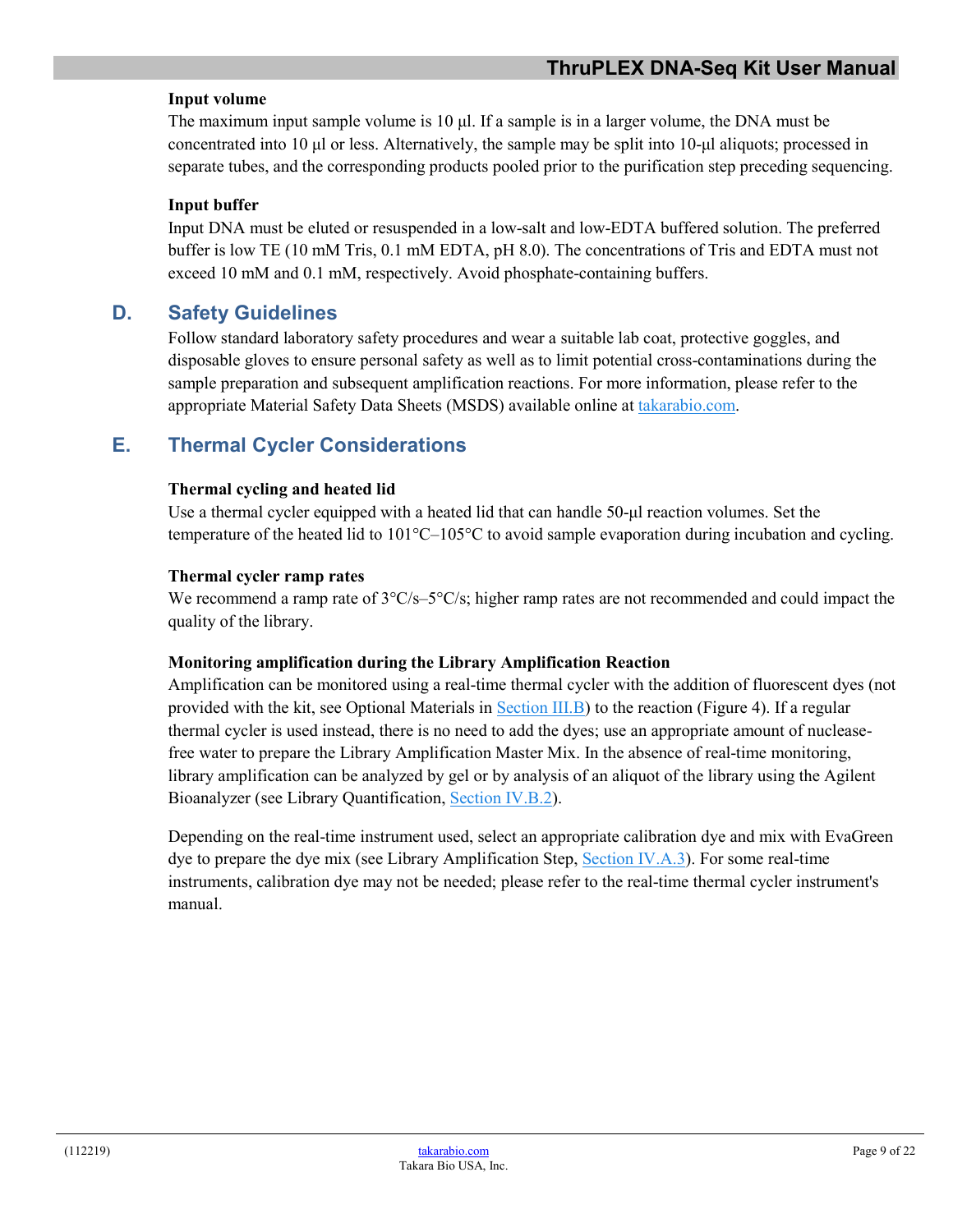**Input volume**

The maximum input sample volume is 10 µl. If a sample is in a larger volume, the DNA must be concentrated into 10 µl or less. Alternatively, the sample may be split into 10-µl aliquots; processed in separate tubes, and the corresponding products pooled prior to the purification step preceding sequencing.

**Input buffer**

Input DNA must be eluted or resuspended in a low-salt and low-EDTA buffered solution. The preferred buffer is low TE (10 mM Tris, 0.1 mM EDTA, pH 8.0). The concentrations of Tris and EDTA must not exceed 10 mM and 0.1 mM, respectively. Avoid phosphate-containing buffers.

## D. Safety Guidelines

Follow standard laboratory safety procedures and wear a suitable lab coat, protective goggles, and disposable gloves to ensure personal safety as well as to limit potential cross-contaminations during the sample preparation and subsequent amplification reactions. For more information, please refer to the appropriate Material Safety Data Sheets (MSDS) available online at takarabio.com.

## E. Thermal Cycler Considerations

**Thermal cycling and heated lid**

Use a thermal cycler equipped with a heated lid that can handle 50-µl reaction volumes. Set the temperature of the heated lid to 101°C–105°C to avoid sample evaporation during incubation and cycling.

**Thermal cycler ramp rates**

We recommend a ramp rate of 3°C/s–5°C/s; higher ramp rates are not recommended and could impact the quality of the library.

**Monitoring amplification during the Library Amplification Reaction**

Amplification can be monitored using a real-time thermal cycler with the addition of fluorescent dyes (not provided with the kit, see Optional Materials in Section III.B) to the reaction (Figure 4). If a regular thermal cycler is used instead, there is no need to add the dyes; use an appropriate amount of nuclease-free water to prepare the Library Amplification Master Mix. In the absence of real-time monitoring, library amplification can be analyzed by gel or by analysis of an aliquot of the library using the Agilent Bioanalyzer (see Library Quantification, Section IV.B.2).

Depending on the real-time instrument used, select an appropriate calibration dye and mix with EvaGreen dye to prepare the dye mix (see Library Amplification Step, Section IV.A.3). For some real-time instruments, calibration dye may not be needed; please refer to the real-time thermal cycler instrument's manual.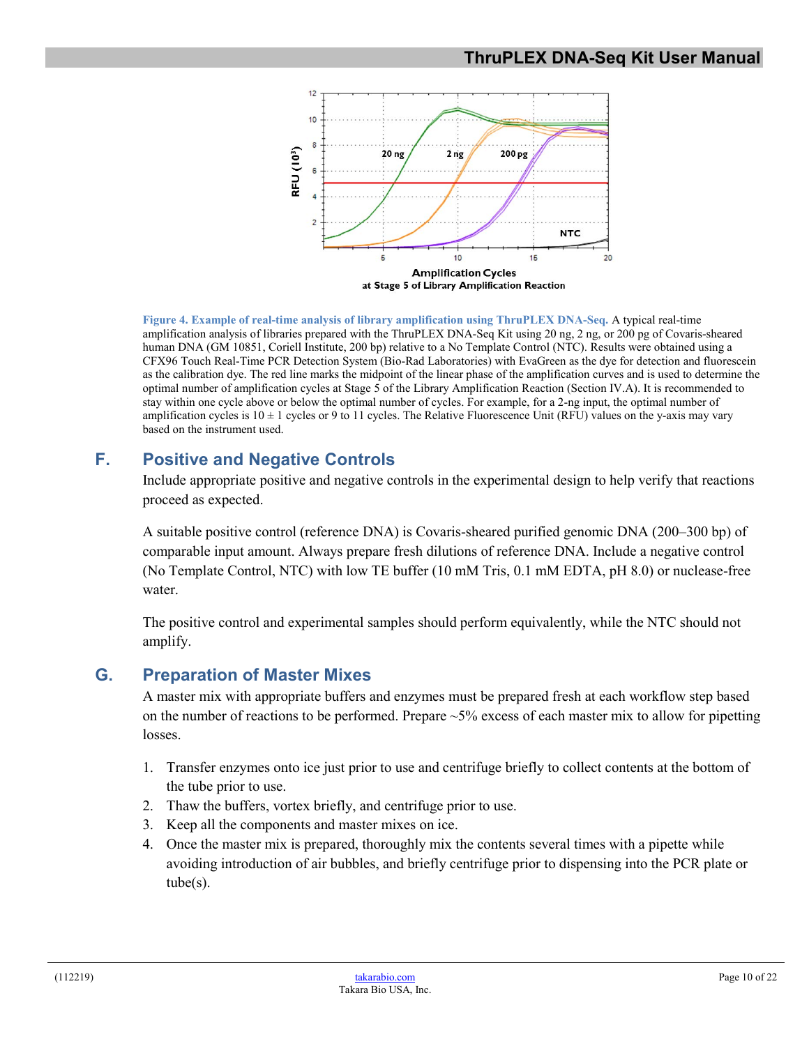**Figure 4. Example of real-time analysis of library amplification using ThruPLEX DNA-Seq.** A typical real-time amplification analysis of libraries prepared with the ThruPLEX DNA-Seq Kit using 20 ng, 2 ng, or 200 pg of Covaris-sheared human DNA (GM 10851, Coriell Institute, 200 bp) relative to a No Template Control (NTC). Results were obtained using a CFX96 Touch Real-Time PCR Detection System (Bio-Rad Laboratories) with EvaGreen as the dye for detection and fluorescein as the calibration dye. The red line marks the midpoint of the linear phase of the amplification curves and is used to determine the optimal number of amplification cycles at Stage 5 of the Library Amplification Reaction (Section IV.A). It is recommended to stay within one cycle above or below the optimal number of cycles. For example, for a 2-ng input, the optimal number of amplification cycles is $10 \pm 1$ cycles or 9 to 11 cycles. The Relative Fluorescence Unit (RFU) values on the y-axis may vary based on the instrument used.

## F. Positive and Negative Controls

Include appropriate positive and negative controls in the experimental design to help verify that reactions proceed as expected.

A suitable positive control (reference DNA) is Covaris-sheared purified genomic DNA (200–300 bp) of comparable input amount. Always prepare fresh dilutions of reference DNA. Include a negative control (No Template Control, NTC) with low TE buffer (10 mM Tris, 0.1 mM EDTA, pH 8.0) or nuclease-free water.

The positive control and experimental samples should perform equivalently, while the NTC should not amplify.

## G. Preparation of Master Mixes

A master mix with appropriate buffers and enzymes must be prepared fresh at each workflow step based on the number of reactions to be performed. Prepare ~5% excess of each master mix to allow for pipetting losses.

1. Transfer enzymes onto ice just prior to use and centrifuge briefly to collect contents at the bottom of the tube prior to use.
2. Thaw the buffers, vortex briefly, and centrifuge prior to use.
3. Keep all the components and master mixes on ice.
4. Once the master mix is prepared, thoroughly mix the contents several times with a pipette while avoiding introduction of air bubbles, and briefly centrifuge prior to dispensing into the PCR plate or tube(s).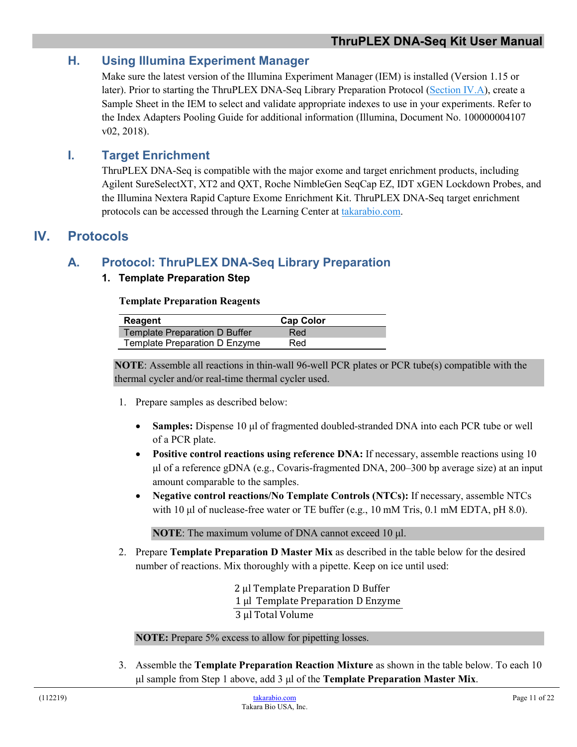## H. Using Illumina Experiment Manager

Make sure the latest version of the Illumina Experiment Manager (IEM) is installed (Version 1.15 or later). Prior to starting the ThruPLEX DNA-Seq Library Preparation Protocol (Section IV.A), create a Sample Sheet in the IEM to select and validate appropriate indexes to use in your experiments. Refer to the Index Adapters Pooling Guide for additional information (Illumina, Document No. 1000000004107 v02, 2018).

## I. Target Enrichment

ThruPLEX DNA-Seq is compatible with the major exome and target enrichment products, including Agilent SureSelectXT, XT2 and QXT, Roche NimbleGen SeqCap EZ, IDT xGEN Lockdown Probes, and the Illumina Nextera Rapid Capture Exome Enrichment Kit. ThruPLEX DNA-Seq target enrichment protocols can be accessed through the Learning Center at takarabio.com.

# IV. Protocols

## A. Protocol: ThruPLEX DNA-Seq Library Preparation

### 1. Template Preparation Step

**Template Preparation Reagents**

| Reagent | Cap Color |
| --- | --- |
| Template Preparation D Buffer | Red |
| Template Preparation D Enzyme | Red |

**NOTE**: Assemble all reactions in thin-wall 96-well PCR plates or PCR tube(s) compatible with the thermal cycler and/or real-time thermal cycler used.

1. Prepare samples as described below:

   - **Samples:** Dispense 10 µl of fragmented doubled-stranded DNA into each PCR tube or well of a PCR plate.
   - **Positive control reactions using reference DNA:** If necessary, assemble reactions using 10 µl of a reference gDNA (e.g., Covaris-fragmented DNA, 200–300 bp average size) at an input amount comparable to the samples.
   - **Negative control reactions/No Template Controls (NTCs):** If necessary, assemble NTCs with 10 µl of nuclease-free water or TE buffer (e.g., 10 mM Tris, 0.1 mM EDTA, pH 8.0).

   **NOTE**: The maximum volume of DNA cannot exceed 10 µl.

2. Prepare **Template Preparation D Master Mix** as described in the table below for the desired number of reactions. Mix thoroughly with a pipette. Keep on ice until used:

   2 µl Template Preparation D Buffer
   1 µl Template Preparation D Enzyme
   3 µl Total Volume

   **NOTE:** Prepare 5% excess to allow for pipetting losses.

3. Assemble the **Template Preparation Reaction Mixture** as shown in the table below. To each 10 µl sample from Step 1 above, add 3 µl of the **Template Preparation Master Mix**.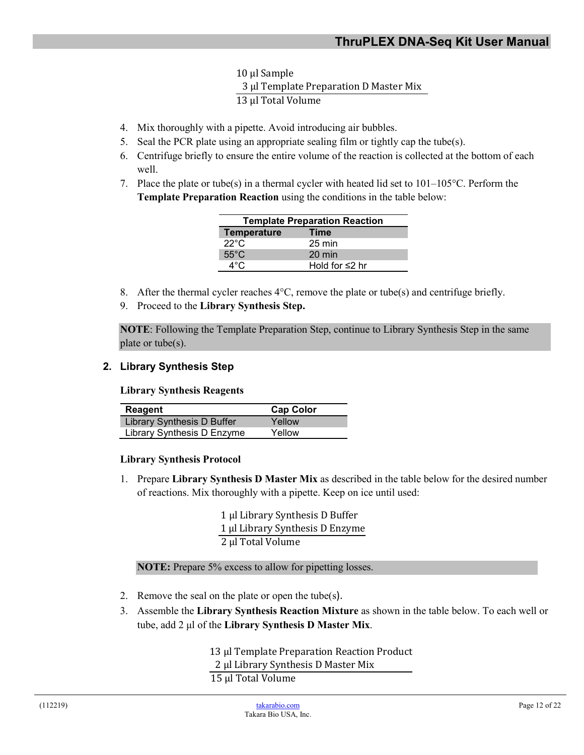| | |
|---|---|
| 10 µl | Sample |
| 3 µl | Template Preparation D Master Mix |
| 13 µl | Total Volume |

4. Mix thoroughly with a pipette. Avoid introducing air bubbles.
5. Seal the PCR plate using an appropriate sealing film or tightly cap the tube(s).
6. Centrifuge briefly to ensure the entire volume of the reaction is collected at the bottom of each well.
7. Place the plate or tube(s) in a thermal cycler with heated lid set to 101–105°C. Perform the **Template Preparation Reaction** using the conditions in the table below:

| Template Preparation Reaction | |
|---|---|
| **Temperature** | **Time** |
| 22°C | 25 min |
| 55°C | 20 min |
| 4°C | Hold for ≤2 hr |

8. After the thermal cycler reaches 4°C, remove the plate or tube(s) and centrifuge briefly.
9. Proceed to the **Library Synthesis Step.**

**NOTE**: Following the Template Preparation Step, continue to Library Synthesis Step in the same plate or tube(s).

## 2. Library Synthesis Step

**Library Synthesis Reagents**

| Reagent | Cap Color |
|---|---|
| Library Synthesis D Buffer | Yellow |
| Library Synthesis D Enzyme | Yellow |

**Library Synthesis Protocol**

1. Prepare **Library Synthesis D Master Mix** as described in the table below for the desired number of reactions. Mix thoroughly with a pipette. Keep on ice until used:

| | |
|---|---|
| 1 µl | Library Synthesis D Buffer |
| 1 µl | Library Synthesis D Enzyme |
| 2 µl | Total Volume |

**NOTE:** Prepare 5% excess to allow for pipetting losses.

2. Remove the seal on the plate or open the tube(s).
3. Assemble the **Library Synthesis Reaction Mixture** as shown in the table below. To each well or tube, add 2 µl of the **Library Synthesis D Master Mix**.

| | |
|---|---|
| 13 µl | Template Preparation Reaction Product |
| 2 µl | Library Synthesis D Master Mix |
| 15 µl | Total Volume |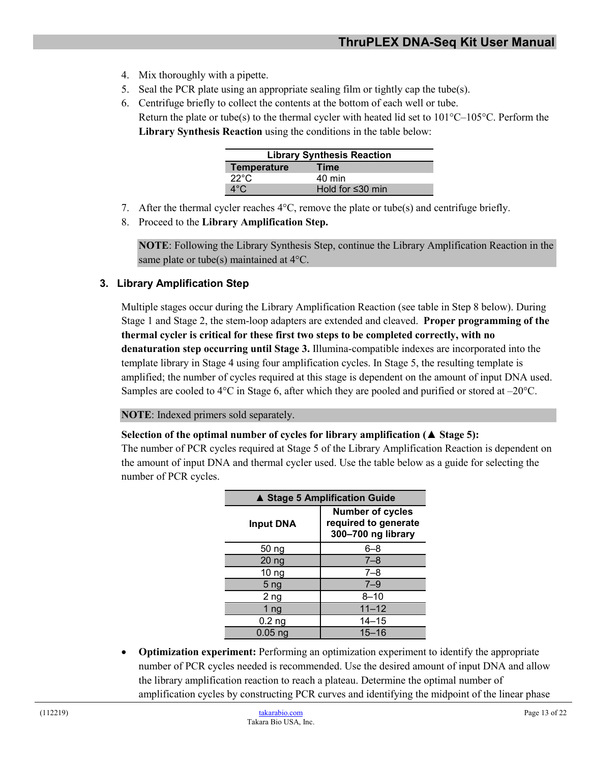4. Mix thoroughly with a pipette.
5. Seal the PCR plate using an appropriate sealing film or tightly cap the tube(s).
6. Centrifuge briefly to collect the contents at the bottom of each well or tube.
   Return the plate or tube(s) to the thermal cycler with heated lid set to 101°C–105°C. Perform the **Library Synthesis Reaction** using the conditions in the table below:

| Library Synthesis Reaction | |
|---|---|
| **Temperature** | **Time** |
| 22°C | 40 min |
| 4°C | Hold for ≤30 min |

7. After the thermal cycler reaches 4°C, remove the plate or tube(s) and centrifuge briefly.
8. Proceed to the **Library Amplification Step.**

**NOTE**: Following the Library Synthesis Step, continue the Library Amplification Reaction in the same plate or tube(s) maintained at 4°C.

### 3. Library Amplification Step

Multiple stages occur during the Library Amplification Reaction (see table in Step 8 below). During Stage 1 and Stage 2, the stem-loop adapters are extended and cleaved. **Proper programming of the thermal cycler is critical for these first two steps to be completed correctly, with no denaturation step occurring until Stage 3.** Illumina-compatible indexes are incorporated into the template library in Stage 4 using four amplification cycles. In Stage 5, the resulting template is amplified; the number of cycles required at this stage is dependent on the amount of input DNA used. Samples are cooled to 4°C in Stage 6, after which they are pooled and purified or stored at –20°C.

**NOTE**: Indexed primers sold separately.

**Selection of the optimal number of cycles for library amplification (▲ Stage 5):**
The number of PCR cycles required at Stage 5 of the Library Amplification Reaction is dependent on the amount of input DNA and thermal cycler used. Use the table below as a guide for selecting the number of PCR cycles.

| ▲ Stage 5 Amplification Guide | |
|---|---|
| **Input DNA** | **Number of cycles required to generate 300–700 ng library** |
| 50 ng | 6–8 |
| 20 ng | 7–8 |
| 10 ng | 7–8 |
| 5 ng | 7–9 |
| 2 ng | 8–10 |
| 1 ng | 11–12 |
| 0.2 ng | 14–15 |
| 0.05 ng | 15–16 |

- **Optimization experiment:** Performing an optimization experiment to identify the appropriate number of PCR cycles needed is recommended. Use the desired amount of input DNA and allow the library amplification reaction to reach a plateau. Determine the optimal number of amplification cycles by constructing PCR curves and identifying the midpoint of the linear phase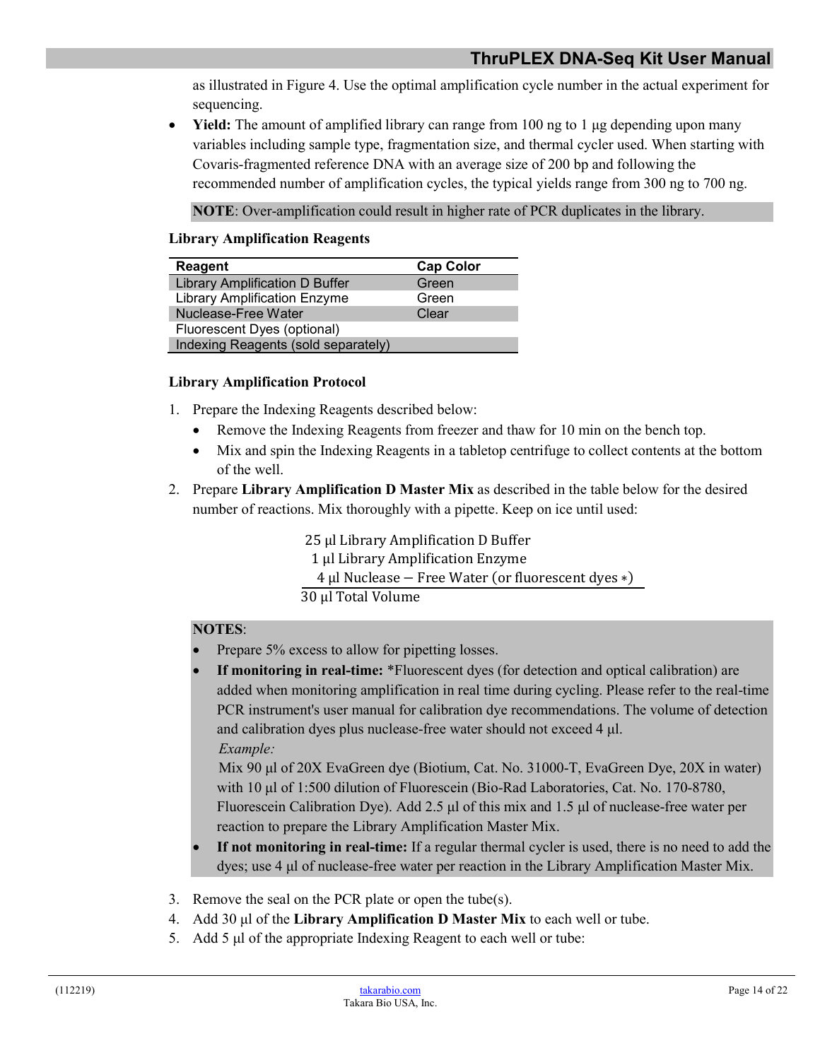as illustrated in Figure 4. Use the optimal amplification cycle number in the actual experiment for sequencing.

- **Yield:** The amount of amplified library can range from 100 ng to 1 µg depending upon many variables including sample type, fragmentation size, and thermal cycler used. When starting with Covaris-fragmented reference DNA with an average size of 200 bp and following the recommended number of amplification cycles, the typical yields range from 300 ng to 700 ng.

**NOTE**: Over-amplification could result in higher rate of PCR duplicates in the library.

**Library Amplification Reagents**

| Reagent | Cap Color |
|---|---|
| Library Amplification D Buffer | Green |
| Library Amplification Enzyme | Green |
| Nuclease-Free Water | Clear |
| Fluorescent Dyes (optional) | |
| Indexing Reagents (sold separately) | |

**Library Amplification Protocol**

1. Prepare the Indexing Reagents described below:
   - Remove the Indexing Reagents from freezer and thaw for 10 min on the bench top.
   - Mix and spin the Indexing Reagents in a tabletop centrifuge to collect contents at the bottom of the well.
2. Prepare **Library Amplification D Master Mix** as described in the table below for the desired number of reactions. Mix thoroughly with a pipette. Keep on ice until used:

   25 µl Library Amplification D Buffer
   1 µl Library Amplification Enzyme
   4 µl Nuclease – Free Water (or fluorescent dyes *)
   30 µl Total Volume

   **NOTES**:
   - Prepare 5% excess to allow for pipetting losses.
   - **If monitoring in real-time:** *Fluorescent dyes (for detection and optical calibration) are added when monitoring amplification in real time during cycling. Please refer to the real-time PCR instrument's user manual for calibration dye recommendations. The volume of detection and calibration dyes plus nuclease-free water should not exceed 4 µl.
     *Example:*
     Mix 90 µl of 20X EvaGreen dye (Biotium, Cat. No. 31000-T, EvaGreen Dye, 20X in water) with 10 µl of 1:500 dilution of Fluorescein (Bio-Rad Laboratories, Cat. No. 170-8780, Fluorescein Calibration Dye). Add 2.5 µl of this mix and 1.5 µl of nuclease-free water per reaction to prepare the Library Amplification Master Mix.
   - **If not monitoring in real-time:** If a regular thermal cycler is used, there is no need to add the dyes; use 4 µl of nuclease-free water per reaction in the Library Amplification Master Mix.
3. Remove the seal on the PCR plate or open the tube(s).
4. Add 30 µl of the **Library Amplification D Master Mix** to each well or tube.
5. Add 5 µl of the appropriate Indexing Reagent to each well or tube: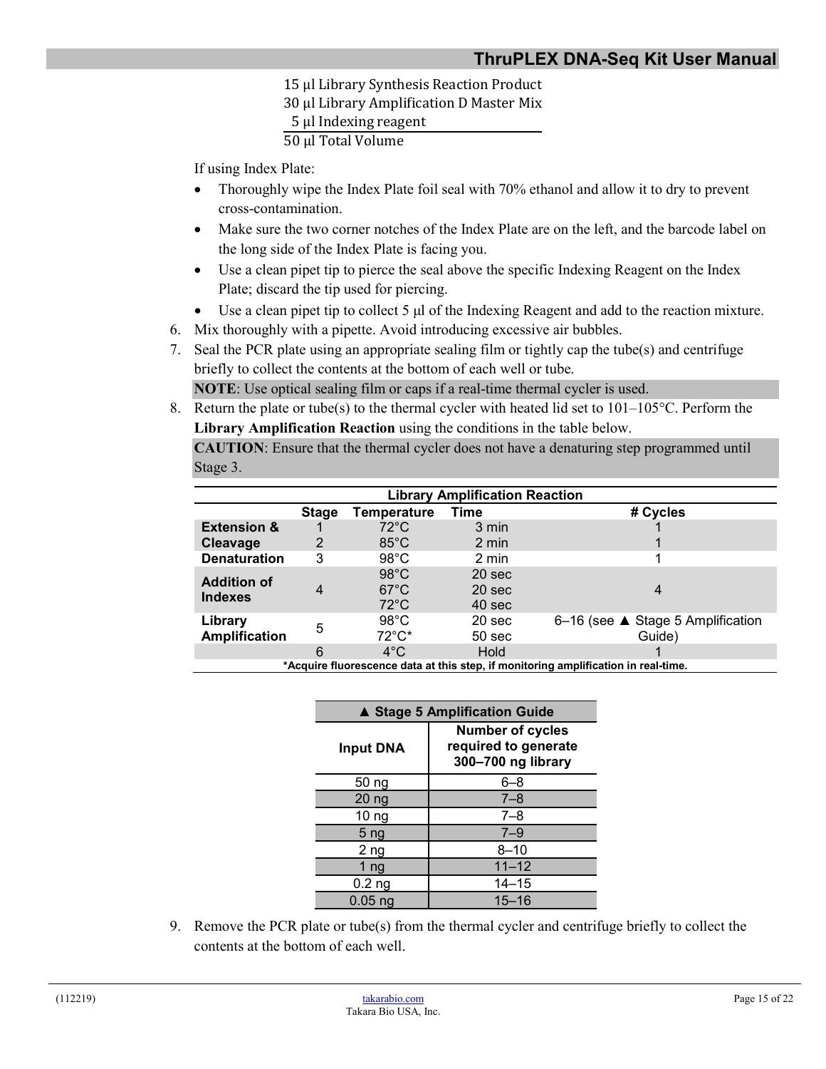15 µl Library Synthesis Reaction Product
30 µl Library Amplification D Master Mix
5 µl Indexing reagent
50 µl Total Volume

If using Index Plate:

- Thoroughly wipe the Index Plate foil seal with 70% ethanol and allow it to dry to prevent cross-contamination.
- Make sure the two corner notches of the Index Plate are on the left, and the barcode label on the long side of the Index Plate is facing you.
- Use a clean pipet tip to pierce the seal above the specific Indexing Reagent on the Index Plate; discard the tip used for piercing.
- Use a clean pipet tip to collect 5 µl of the Indexing Reagent and add to the reaction mixture.

6. Mix thoroughly with a pipette. Avoid introducing excessive air bubbles.
7. Seal the PCR plate using an appropriate sealing film or tightly cap the tube(s) and centrifuge briefly to collect the contents at the bottom of each well or tube.

   **NOTE**: Use optical sealing film or caps if a real-time thermal cycler is used.

8. Return the plate or tube(s) to the thermal cycler with heated lid set to 101–105°C. Perform the **Library Amplification Reaction** using the conditions in the table below.

   **CAUTION**: Ensure that the thermal cycler does not have a denaturing step programmed until Stage 3.

**Library Amplification Reaction**

| | Stage | Temperature | Time | # Cycles |
|---|---|---|---|---|
| **Extension & Cleavage** | 1 | 72°C | 3 min | 1 |
| | 2 | 85°C | 2 min | 1 |
| **Denaturation** | 3 | 98°C | 2 min | 1 |
| **Addition of Indexes** | 4 | 98°C<br>67°C<br>72°C | 20 sec<br>20 sec<br>40 sec | 4 |
| **Library Amplification** | 5 | 98°C<br>72°C* | 20 sec<br>50 sec | 6–16 (see ▲ Stage 5 Amplification Guide) |
| | 6 | 4°C | Hold | 1 |

*Acquire fluorescence data at this step, if monitoring amplification in real-time.

**▲ Stage 5 Amplification Guide**

| Input DNA | Number of cycles required to generate 300–700 ng library |
|---|---|
| 50 ng | 6–8 |
| 20 ng | 7–8 |
| 10 ng | 7–8 |
| 5 ng | 7–9 |
| 2 ng | 8–10 |
| 1 ng | 11–12 |
| 0.2 ng | 14–15 |
| 0.05 ng | 15–16 |

9. Remove the PCR plate or tube(s) from the thermal cycler and centrifuge briefly to collect the contents at the bottom of each well.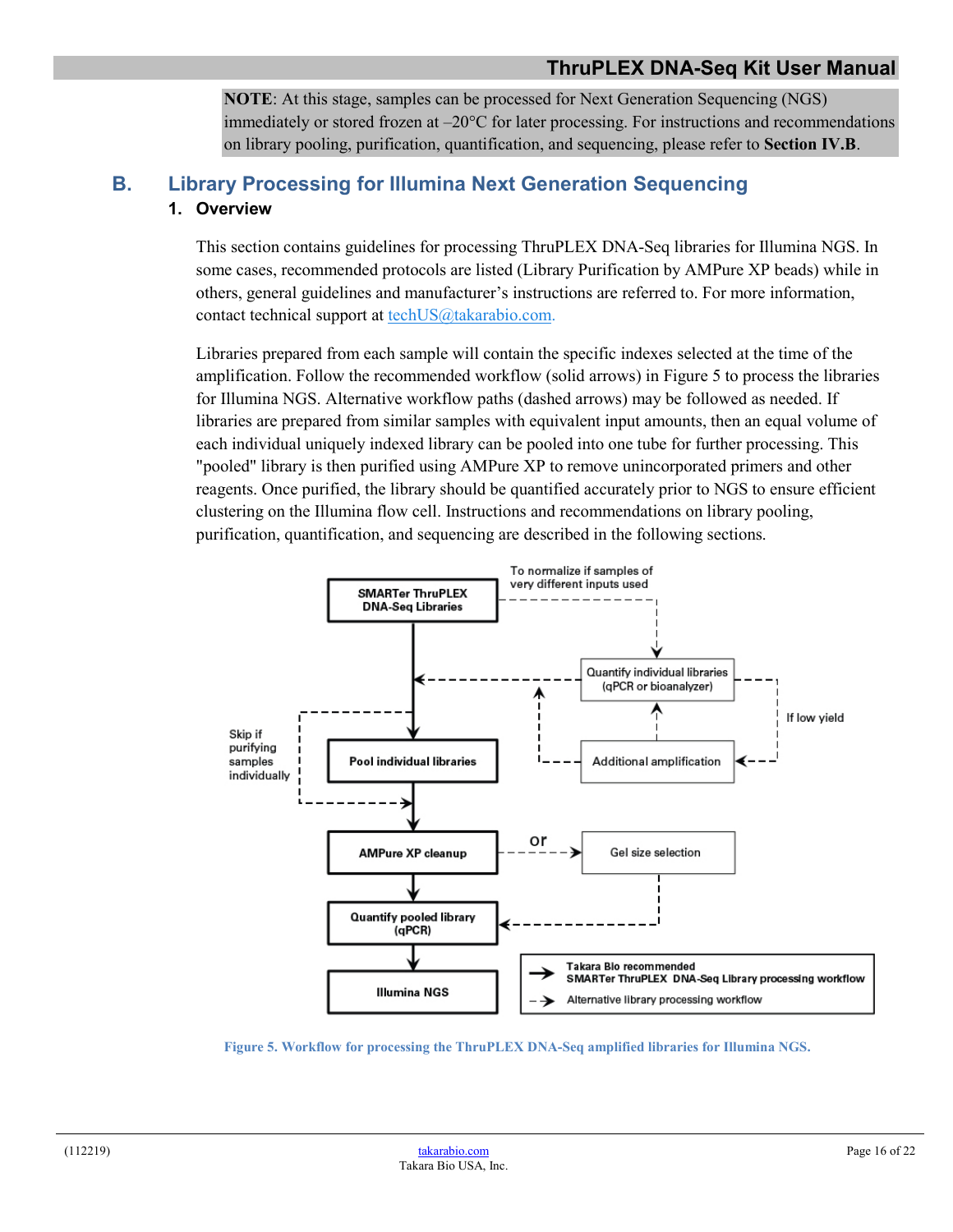**NOTE**: At this stage, samples can be processed for Next Generation Sequencing (NGS) immediately or stored frozen at –20°C for later processing. For instructions and recommendations on library pooling, purification, quantification, and sequencing, please refer to **Section IV.B**.

## B. Library Processing for Illumina Next Generation Sequencing

### 1. Overview

This section contains guidelines for processing ThruPLEX DNA-Seq libraries for Illumina NGS. In some cases, recommended protocols are listed (Library Purification by AMPure XP beads) while in others, general guidelines and manufacturer's instructions are referred to. For more information, contact technical support at techUS@takarabio.com.

Libraries prepared from each sample will contain the specific indexes selected at the time of the amplification. Follow the recommended workflow (solid arrows) in Figure 5 to process the libraries for Illumina NGS. Alternative workflow paths (dashed arrows) may be followed as needed. If libraries are prepared from similar samples with equivalent input amounts, then an equal volume of each individual uniquely indexed library can be pooled into one tube for further processing. This "pooled" library is then purified using AMPure XP to remove unincorporated primers and other reagents. Once purified, the library should be quantified accurately prior to NGS to ensure efficient clustering on the Illumina flow cell. Instructions and recommendations on library pooling, purification, quantification, and sequencing are described in the following sections.

**Figure 5. Workflow for processing the ThruPLEX DNA-Seq amplified libraries for Illumina NGS.**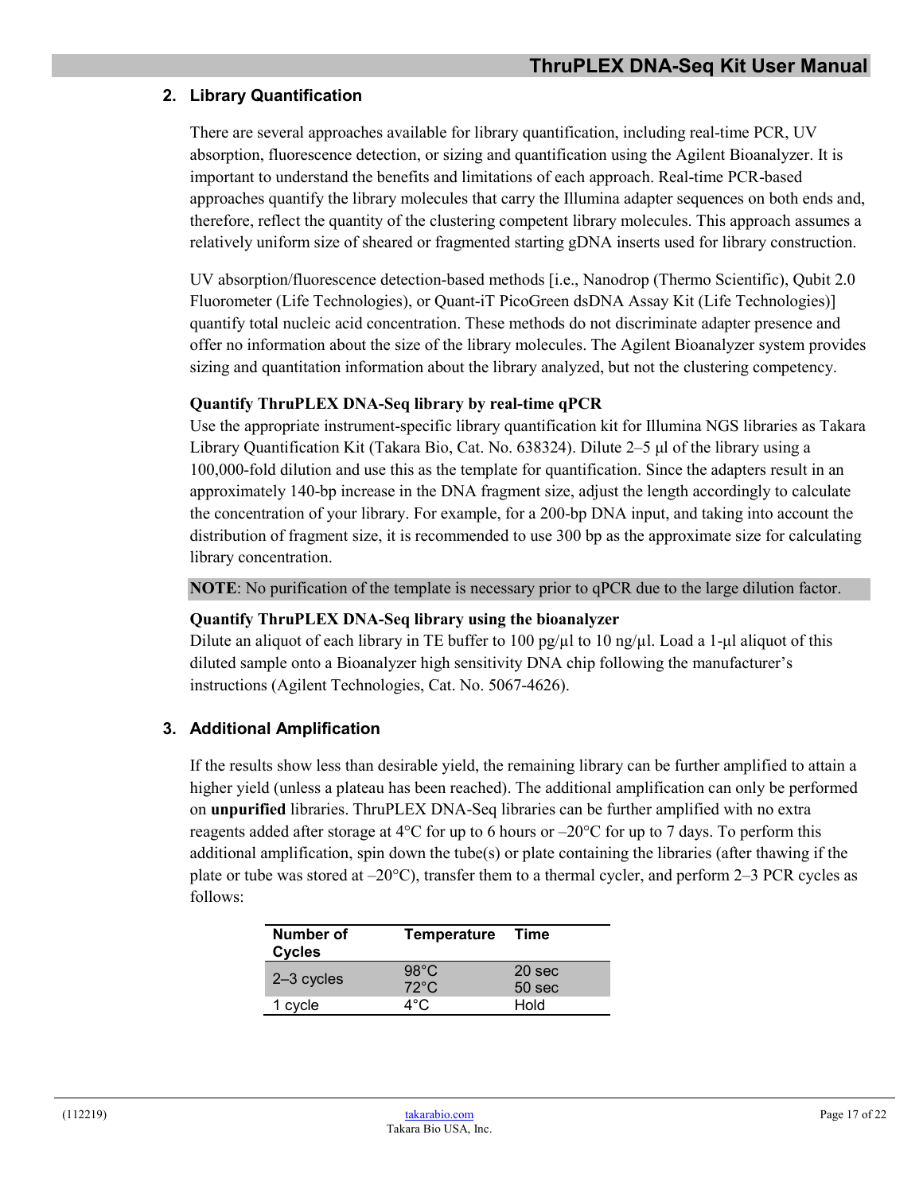## 2. Library Quantification

There are several approaches available for library quantification, including real-time PCR, UV absorption, fluorescence detection, or sizing and quantification using the Agilent Bioanalyzer. It is important to understand the benefits and limitations of each approach. Real-time PCR-based approaches quantify the library molecules that carry the Illumina adapter sequences on both ends and, therefore, reflect the quantity of the clustering competent library molecules. This approach assumes a relatively uniform size of sheared or fragmented starting gDNA inserts used for library construction.

UV absorption/fluorescence detection-based methods [i.e., Nanodrop (Thermo Scientific), Qubit 2.0 Fluorometer (Life Technologies), or Quant-iT PicoGreen dsDNA Assay Kit (Life Technologies)] quantify total nucleic acid concentration. These methods do not discriminate adapter presence and offer no information about the size of the library molecules. The Agilent Bioanalyzer system provides sizing and quantitation information about the library analyzed, but not the clustering competency.

**Quantify ThruPLEX DNA-Seq library by real-time qPCR**

Use the appropriate instrument-specific library quantification kit for Illumina NGS libraries as Takara Library Quantification Kit (Takara Bio, Cat. No. 638324). Dilute 2–5 µl of the library using a 100,000-fold dilution and use this as the template for quantification. Since the adapters result in an approximately 140-bp increase in the DNA fragment size, adjust the length accordingly to calculate the concentration of your library. For example, for a 200-bp DNA input, and taking into account the distribution of fragment size, it is recommended to use 300 bp as the approximate size for calculating library concentration.

**NOTE**: No purification of the template is necessary prior to qPCR due to the large dilution factor.

**Quantify ThruPLEX DNA-Seq library using the bioanalyzer**

Dilute an aliquot of each library in TE buffer to 100 pg/µl to 10 ng/µl. Load a 1-µl aliquot of this diluted sample onto a Bioanalyzer high sensitivity DNA chip following the manufacturer's instructions (Agilent Technologies, Cat. No. 5067-4626).

## 3. Additional Amplification

If the results show less than desirable yield, the remaining library can be further amplified to attain a higher yield (unless a plateau has been reached). The additional amplification can only be performed on **unpurified** libraries. ThruPLEX DNA-Seq libraries can be further amplified with no extra reagents added after storage at 4°C for up to 6 hours or –20°C for up to 7 days. To perform this additional amplification, spin down the tube(s) or plate containing the libraries (after thawing if the plate or tube was stored at –20°C), transfer them to a thermal cycler, and perform 2–3 PCR cycles as follows:

| Number of Cycles | Temperature | Time |
|---|---|---|
| 2–3 cycles | 98°C<br>72°C | 20 sec<br>50 sec |
| 1 cycle | 4°C | Hold |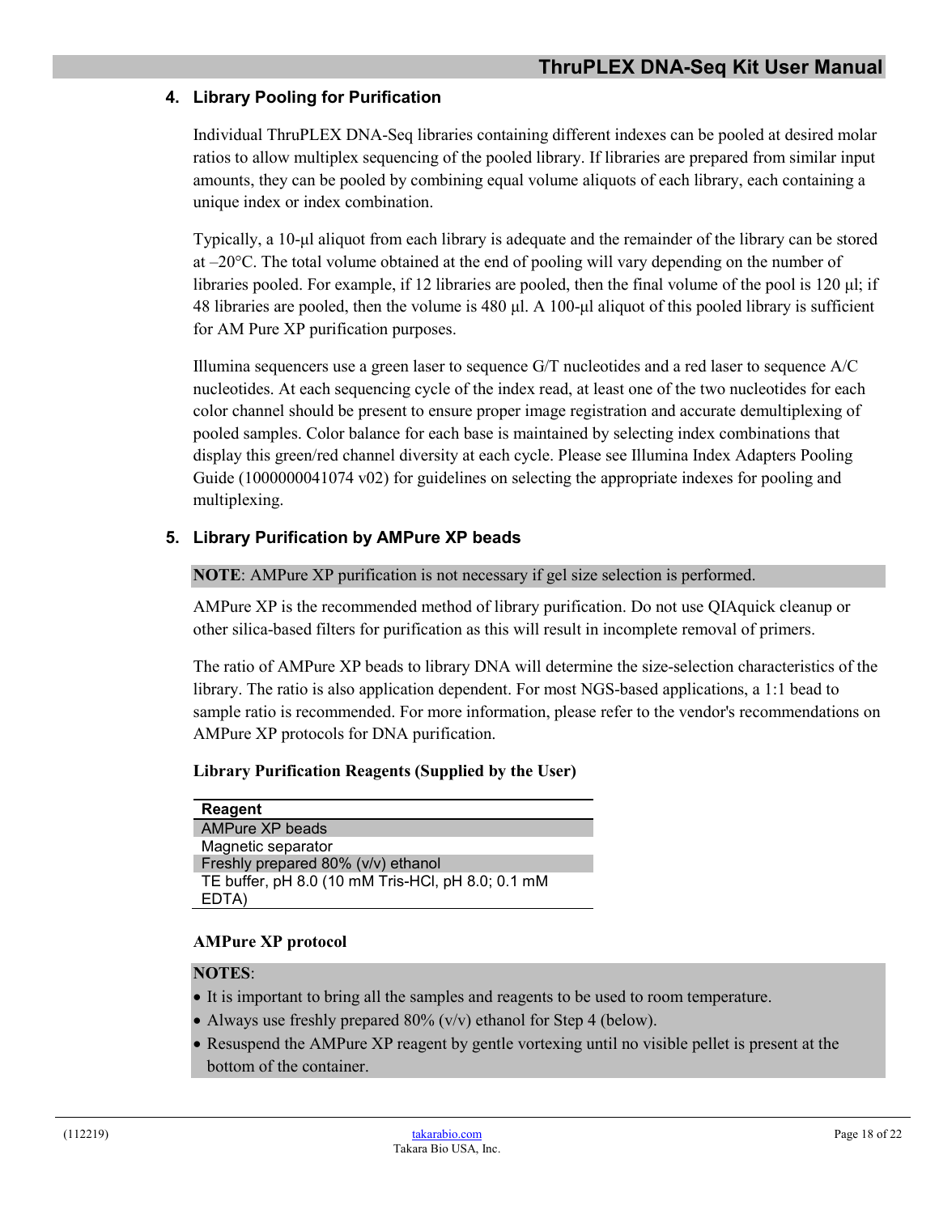## 4. Library Pooling for Purification

Individual ThruPLEX DNA-Seq libraries containing different indexes can be pooled at desired molar ratios to allow multiplex sequencing of the pooled library. If libraries are prepared from similar input amounts, they can be pooled by combining equal volume aliquots of each library, each containing a unique index or index combination.

Typically, a 10-µl aliquot from each library is adequate and the remainder of the library can be stored at –20°C. The total volume obtained at the end of pooling will vary depending on the number of libraries pooled. For example, if 12 libraries are pooled, then the final volume of the pool is 120 µl; if 48 libraries are pooled, then the volume is 480 µl. A 100-µl aliquot of this pooled library is sufficient for AM Pure XP purification purposes.

Illumina sequencers use a green laser to sequence G/T nucleotides and a red laser to sequence A/C nucleotides. At each sequencing cycle of the index read, at least one of the two nucleotides for each color channel should be present to ensure proper image registration and accurate demultiplexing of pooled samples. Color balance for each base is maintained by selecting index combinations that display this green/red channel diversity at each cycle. Please see Illumina Index Adapters Pooling Guide (1000000041074 v02) for guidelines on selecting the appropriate indexes for pooling and multiplexing.

## 5. Library Purification by AMPure XP beads

**NOTE**: AMPure XP purification is not necessary if gel size selection is performed.

AMPure XP is the recommended method of library purification. Do not use QIAquick cleanup or other silica-based filters for purification as this will result in incomplete removal of primers.

The ratio of AMPure XP beads to library DNA will determine the size-selection characteristics of the library. The ratio is also application dependent. For most NGS-based applications, a 1:1 bead to sample ratio is recommended. For more information, please refer to the vendor's recommendations on AMPure XP protocols for DNA purification.

**Library Purification Reagents (Supplied by the User)**

| Reagent |
|---|
| AMPure XP beads |
| Magnetic separator |
| Freshly prepared 80% (v/v) ethanol |
| TE buffer, pH 8.0 (10 mM Tris-HCl, pH 8.0; 0.1 mM EDTA) |

**AMPure XP protocol**

**NOTES**:

- It is important to bring all the samples and reagents to be used to room temperature.
- Always use freshly prepared 80% (v/v) ethanol for Step 4 (below).
- Resuspend the AMPure XP reagent by gentle vortexing until no visible pellet is present at the bottom of the container.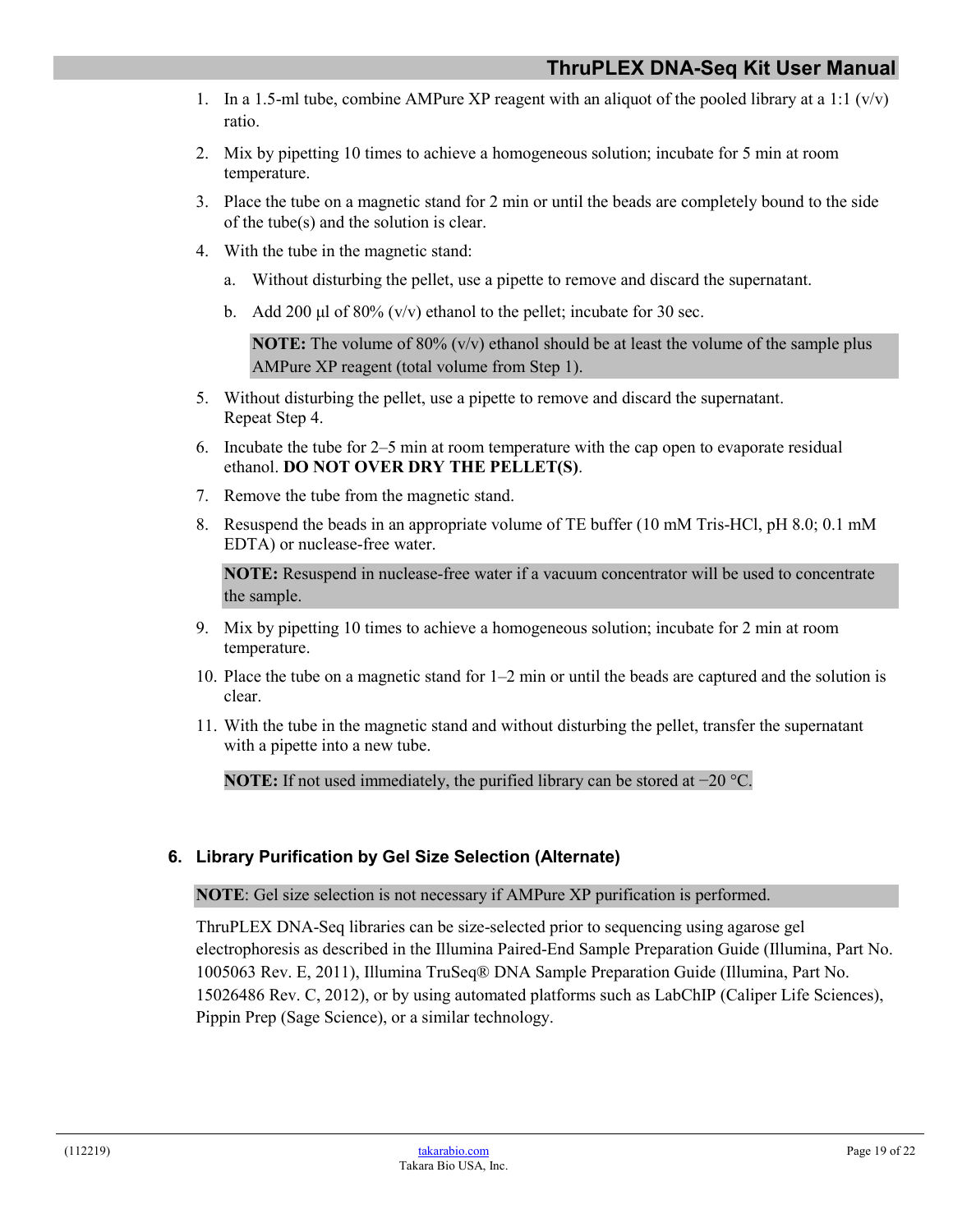1. In a 1.5-ml tube, combine AMPure XP reagent with an aliquot of the pooled library at a 1:1 (v/v) ratio.
2. Mix by pipetting 10 times to achieve a homogeneous solution; incubate for 5 min at room temperature.
3. Place the tube on a magnetic stand for 2 min or until the beads are completely bound to the side of the tube(s) and the solution is clear.
4. With the tube in the magnetic stand:
   a. Without disturbing the pellet, use a pipette to remove and discard the supernatant.
   b. Add 200 µl of 80% (v/v) ethanol to the pellet; incubate for 30 sec.

   **NOTE:** The volume of 80% (v/v) ethanol should be at least the volume of the sample plus AMPure XP reagent (total volume from Step 1).
5. Without disturbing the pellet, use a pipette to remove and discard the supernatant.
   Repeat Step 4.
6. Incubate the tube for 2–5 min at room temperature with the cap open to evaporate residual ethanol. **DO NOT OVER DRY THE PELLET(S)**.
7. Remove the tube from the magnetic stand.
8. Resuspend the beads in an appropriate volume of TE buffer (10 mM Tris-HCl, pH 8.0; 0.1 mM EDTA) or nuclease-free water.

   **NOTE:** Resuspend in nuclease-free water if a vacuum concentrator will be used to concentrate the sample.
9. Mix by pipetting 10 times to achieve a homogeneous solution; incubate for 2 min at room temperature.
10. Place the tube on a magnetic stand for 1–2 min or until the beads are captured and the solution is clear.
11. With the tube in the magnetic stand and without disturbing the pellet, transfer the supernatant with a pipette into a new tube.

    **NOTE:** If not used immediately, the purified library can be stored at −20 °C.

## 6. Library Purification by Gel Size Selection (Alternate)

**NOTE**: Gel size selection is not necessary if AMPure XP purification is performed.

ThruPLEX DNA-Seq libraries can be size-selected prior to sequencing using agarose gel electrophoresis as described in the Illumina Paired-End Sample Preparation Guide (Illumina, Part No. 1005063 Rev. E, 2011), Illumina TruSeq® DNA Sample Preparation Guide (Illumina, Part No. 15026486 Rev. C, 2012), or by using automated platforms such as LabChIP (Caliper Life Sciences), Pippin Prep (Sage Science), or a similar technology.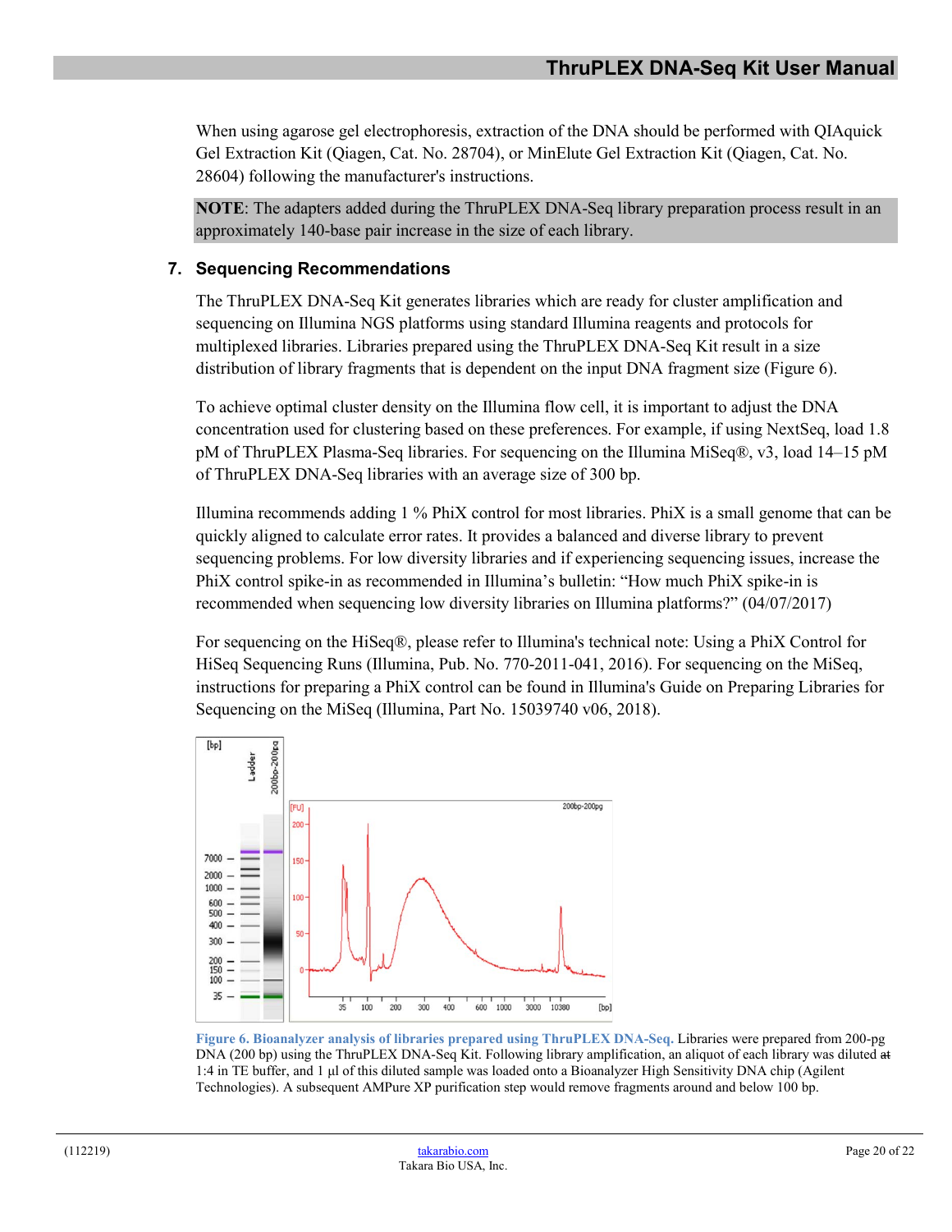When using agarose gel electrophoresis, extraction of the DNA should be performed with QIAquick Gel Extraction Kit (Qiagen, Cat. No. 28704), or MinElute Gel Extraction Kit (Qiagen, Cat. No. 28604) following the manufacturer's instructions.

**NOTE**: The adapters added during the ThruPLEX DNA-Seq library preparation process result in an approximately 140-base pair increase in the size of each library.

## 7. Sequencing Recommendations

The ThruPLEX DNA-Seq Kit generates libraries which are ready for cluster amplification and sequencing on Illumina NGS platforms using standard Illumina reagents and protocols for multiplexed libraries. Libraries prepared using the ThruPLEX DNA-Seq Kit result in a size distribution of library fragments that is dependent on the input DNA fragment size (Figure 6).

To achieve optimal cluster density on the Illumina flow cell, it is important to adjust the DNA concentration used for clustering based on these preferences. For example, if using NextSeq, load 1.8 pM of ThruPLEX Plasma-Seq libraries. For sequencing on the Illumina MiSeq®, v3, load 14–15 pM of ThruPLEX DNA-Seq libraries with an average size of 300 bp.

Illumina recommends adding 1 % PhiX control for most libraries. PhiX is a small genome that can be quickly aligned to calculate error rates. It provides a balanced and diverse library to prevent sequencing problems. For low diversity libraries and if experiencing sequencing issues, increase the PhiX control spike-in as recommended in Illumina's bulletin: "How much PhiX spike-in is recommended when sequencing low diversity libraries on Illumina platforms?" (04/07/2017)

For sequencing on the HiSeq®, please refer to Illumina's technical note: Using a PhiX Control for HiSeq Sequencing Runs (Illumina, Pub. No. 770-2011-041, 2016). For sequencing on the MiSeq, instructions for preparing a PhiX control can be found in Illumina's Guide on Preparing Libraries for Sequencing on the MiSeq (Illumina, Part No. 15039740 v06, 2018).

**Figure 6. Bioanalyzer analysis of libraries prepared using ThruPLEX DNA-Seq.** Libraries were prepared from 200-pg DNA (200 bp) using the ThruPLEX DNA-Seq Kit. Following library amplification, an aliquot of each library was diluted ~~at~~ 1:4 in TE buffer, and 1 µl of this diluted sample was loaded onto a Bioanalyzer High Sensitivity DNA chip (Agilent Technologies). A subsequent AMPure XP purification step would remove fragments around and below 100 bp.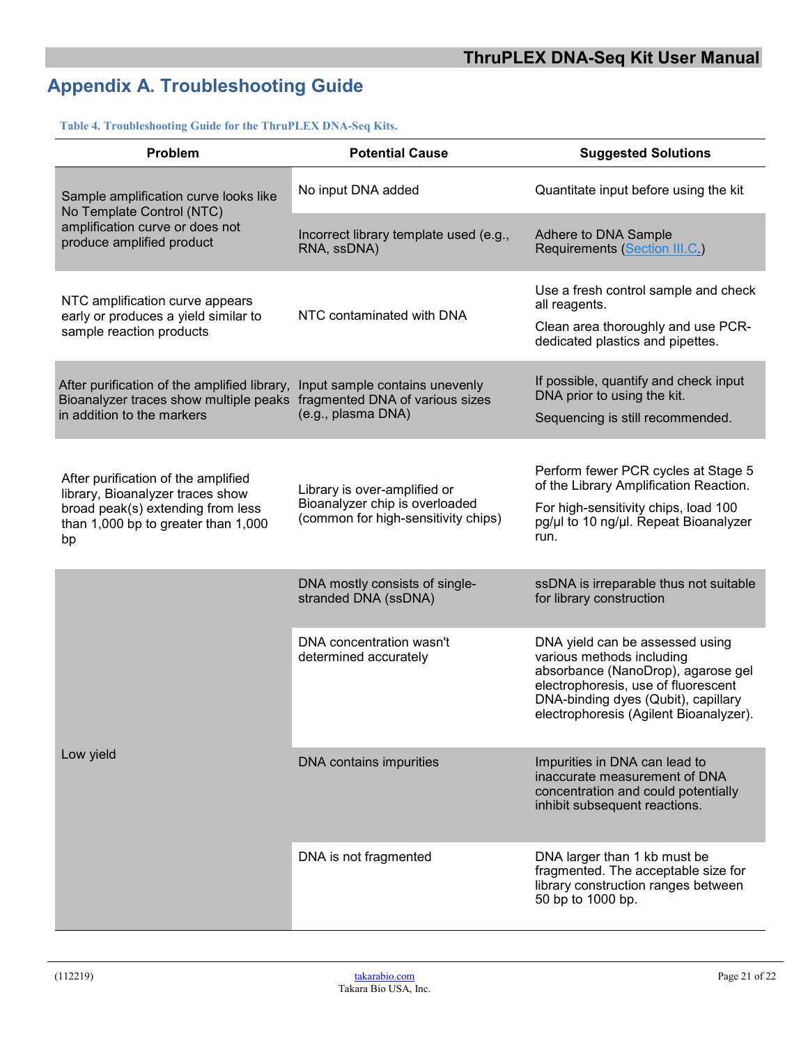## Appendix A. Troubleshooting Guide

**Table 4. Troubleshooting Guide for the ThruPLEX DNA-Seq Kits.**

| Problem | Potential Cause | Suggested Solutions |
|---|---|---|
| Sample amplification curve looks like No Template Control (NTC) amplification curve or does not produce amplified product | No input DNA added | Quantitate input before using the kit |
| | Incorrect library template used (e.g., RNA, ssDNA) | Adhere to DNA Sample Requirements (Section III.C.) |
| NTC amplification curve appears early or produces a yield similar to sample reaction products | NTC contaminated with DNA | Use a fresh control sample and check all reagents.<br>Clean area thoroughly and use PCR-dedicated plastics and pipettes. |
| After purification of the amplified library, Bioanalyzer traces show multiple peaks in addition to the markers | Input sample contains unevenly fragmented DNA of various sizes (e.g., plasma DNA) | If possible, quantify and check input DNA prior to using the kit.<br>Sequencing is still recommended. |
| After purification of the amplified library, Bioanalyzer traces show broad peak(s) extending from less than 1,000 bp to greater than 1,000 bp | Library is over-amplified or Bioanalyzer chip is overloaded (common for high-sensitivity chips) | Perform fewer PCR cycles at Stage 5 of the Library Amplification Reaction.<br>For high-sensitivity chips, load 100 pg/µl to 10 ng/µl. Repeat Bioanalyzer run. |
| Low yield | DNA mostly consists of single-stranded DNA (ssDNA) | ssDNA is irreparable thus not suitable for library construction |
| | DNA concentration wasn't determined accurately | DNA yield can be assessed using various methods including absorbance (NanoDrop), agarose gel electrophoresis, use of fluorescent DNA-binding dyes (Qubit), capillary electrophoresis (Agilent Bioanalyzer). |
| | DNA contains impurities | Impurities in DNA can lead to inaccurate measurement of DNA concentration and could potentially inhibit subsequent reactions. |
| | DNA is not fragmented | DNA larger than 1 kb must be fragmented. The acceptable size for library construction ranges between 50 bp to 1000 bp. |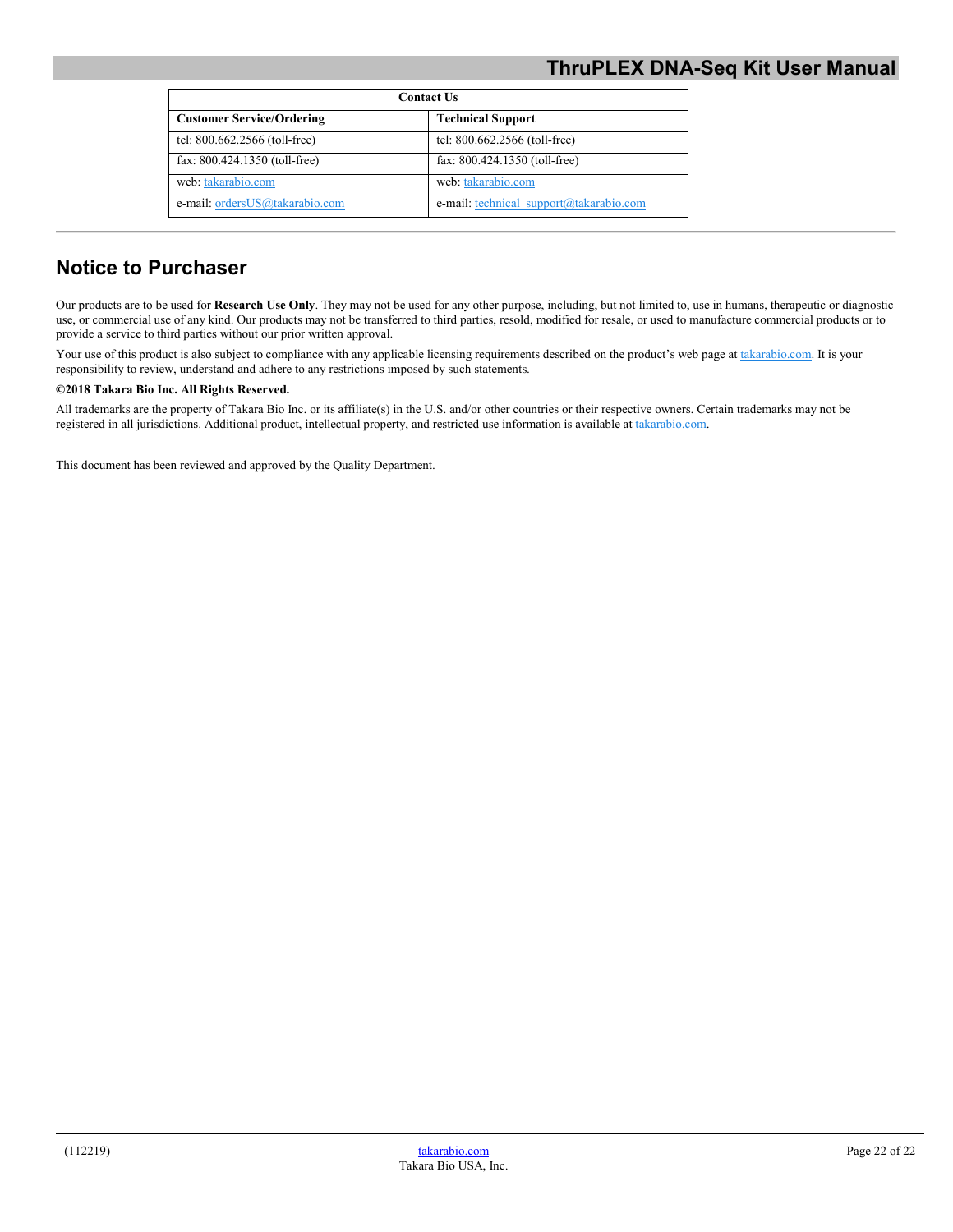| Contact Us | |
|---|---|
| **Customer Service/Ordering** | **Technical Support** |
| tel: 800.662.2566 (toll-free) | tel: 800.662.2566 (toll-free) |
| fax: 800.424.1350 (toll-free) | fax: 800.424.1350 (toll-free) |
| web: takarabio.com | web: takarabio.com |
| e-mail: ordersUS@takarabio.com | e-mail: technical_support@takarabio.com |

## Notice to Purchaser

Our products are to be used for **Research Use Only**. They may not be used for any other purpose, including, but not limited to, use in humans, therapeutic or diagnostic use, or commercial use of any kind. Our products may not be transferred to third parties, resold, modified for resale, or used to manufacture commercial products or to provide a service to third parties without our prior written approval.

Your use of this product is also subject to compliance with any applicable licensing requirements described on the product's web page at takarabio.com. It is your responsibility to review, understand and adhere to any restrictions imposed by such statements.

**©2018 Takara Bio Inc. All Rights Reserved.**

All trademarks are the property of Takara Bio Inc. or its affiliate(s) in the U.S. and/or other countries or their respective owners. Certain trademarks may not be registered in all jurisdictions. Additional product, intellectual property, and restricted use information is available at takarabio.com.

This document has been reviewed and approved by the Quality Department.